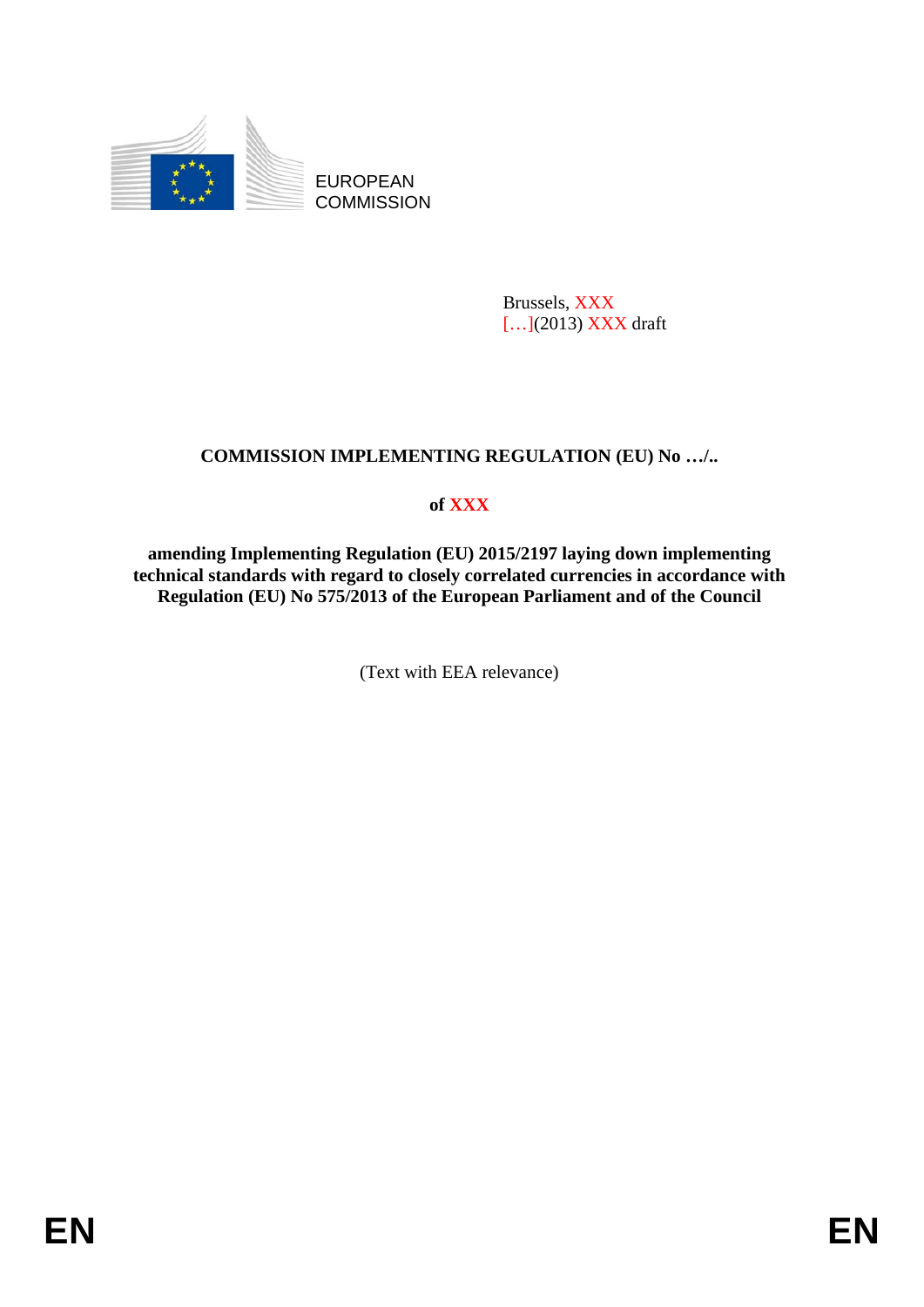EUROPEAN COMMISSION

Brussels, XXX
[…](2013) XXX draft

**COMMISSION IMPLEMENTING REGULATION (EU) No …/..**

**of XXX**

**amending Implementing Regulation (EU) 2015/2197 laying down implementing technical standards with regard to closely correlated currencies in accordance with Regulation (EU) No 575/2013 of the European Parliament and of the Council**

(Text with EEA relevance)

EN EN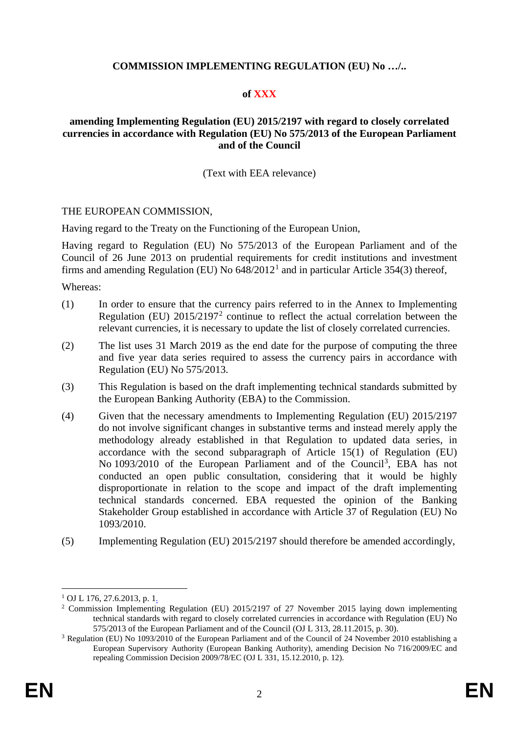**COMMISSION IMPLEMENTING REGULATION (EU) No …/..**

**of XXX**

**amending Implementing Regulation (EU) 2015/2197 with regard to closely correlated currencies in accordance with Regulation (EU) No 575/2013 of the European Parliament and of the Council**

(Text with EEA relevance)

THE EUROPEAN COMMISSION,

Having regard to the Treaty on the Functioning of the European Union,

Having regard to Regulation (EU) No 575/2013 of the European Parliament and of the Council of 26 June 2013 on prudential requirements for credit institutions and investment firms and amending Regulation (EU) No 648/2012[1] and in particular Article 354(3) thereof,

Whereas:

(1) In order to ensure that the currency pairs referred to in the Annex to Implementing Regulation (EU) 2015/2197[2] continue to reflect the actual correlation between the relevant currencies, it is necessary to update the list of closely correlated currencies.

(2) The list uses 31 March 2019 as the end date for the purpose of computing the three and five year data series required to assess the currency pairs in accordance with Regulation (EU) No 575/2013.

(3) This Regulation is based on the draft implementing technical standards submitted by the European Banking Authority (EBA) to the Commission.

(4) Given that the necessary amendments to Implementing Regulation (EU) 2015/2197 do not involve significant changes in substantive terms and instead merely apply the methodology already established in that Regulation to updated data series, in accordance with the second subparagraph of Article 15(1) of Regulation (EU) No 1093/2010 of the European Parliament and of the Council[3], EBA has not conducted an open public consultation, considering that it would be highly disproportionate in relation to the scope and impact of the draft implementing technical standards concerned. EBA requested the opinion of the Banking Stakeholder Group established in accordance with Article 37 of Regulation (EU) No 1093/2010.

(5) Implementing Regulation (EU) 2015/2197 should therefore be amended accordingly,

---

[1] OJ L 176, 27.6.2013, p. 1.

[2] Commission Implementing Regulation (EU) 2015/2197 of 27 November 2015 laying down implementing technical standards with regard to closely correlated currencies in accordance with Regulation (EU) No 575/2013 of the European Parliament and of the Council (OJ L 313, 28.11.2015, p. 30).

[3] Regulation (EU) No 1093/2010 of the European Parliament and of the Council of 24 November 2010 establishing a European Supervisory Authority (European Banking Authority), amending Decision No 716/2009/EC and repealing Commission Decision 2009/78/EC (OJ L 331, 15.12.2010, p. 12).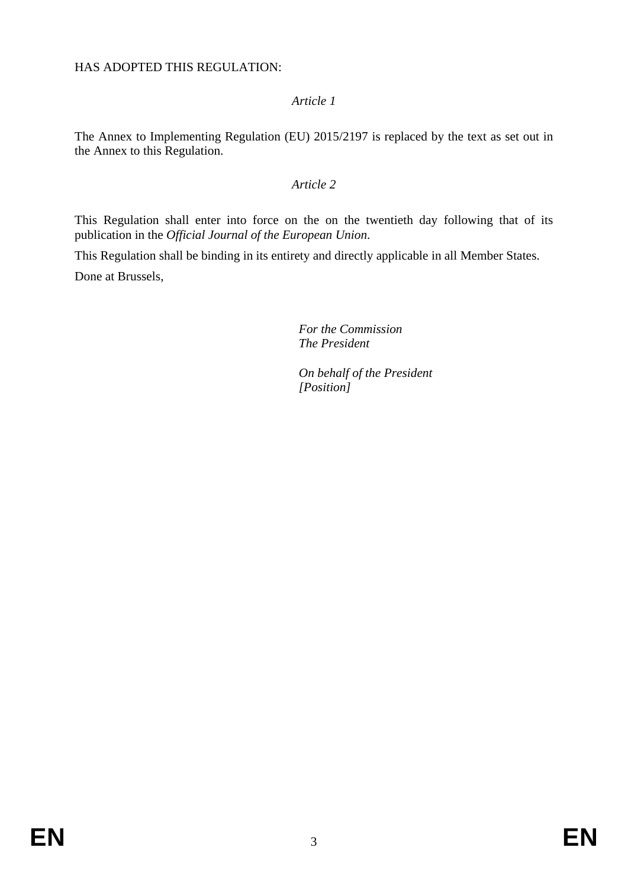HAS ADOPTED THIS REGULATION:

*Article 1*

The Annex to Implementing Regulation (EU) 2015/2197 is replaced by the text as set out in the Annex to this Regulation.

*Article 2*

This Regulation shall enter into force on the on the twentieth day following that of its publication in the *Official Journal of the European Union*.

This Regulation shall be binding in its entirety and directly applicable in all Member States.

Done at Brussels,

*For the Commission*
*The President*

*On behalf of the President*
*[Position]*